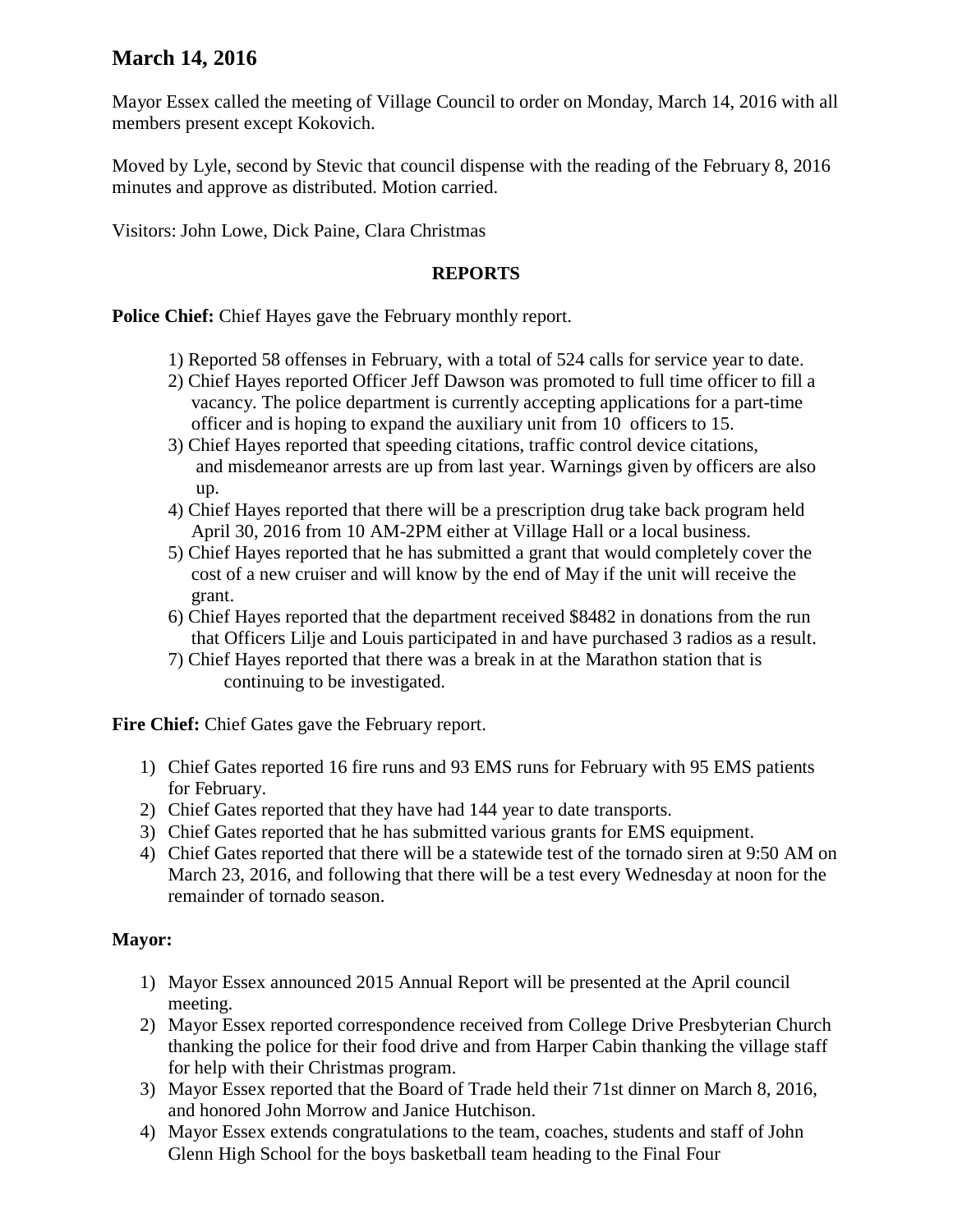# March 14, 2016

Mayor Essex called the meeting of Village Council to order on Monday, March 14, 2016 with all members present except Kokovich.

Moved by Lyle, second by Stevic that council dispense with the reading of the February 8, 2016 minutes and approve as distributed. Motion carried.

Visitors: John Lowe, Dick Paine, Clara Christmas

## REPORTS

**Police Chief:** Chief Hayes gave the February monthly report.

1) Reported 58 offenses in February, with a total of 524 calls for service year to date.
2) Chief Hayes reported Officer Jeff Dawson was promoted to full time officer to fill a vacancy. The police department is currently accepting applications for a part-time officer and is hoping to expand the auxiliary unit from 10 officers to 15.
3) Chief Hayes reported that speeding citations, traffic control device citations, and misdemeanor arrests are up from last year. Warnings given by officers are also up.
4) Chief Hayes reported that there will be a prescription drug take back program held April 30, 2016 from 10 AM-2PM either at Village Hall or a local business.
5) Chief Hayes reported that he has submitted a grant that would completely cover the cost of a new cruiser and will know by the end of May if the unit will receive the grant.
6) Chief Hayes reported that the department received $8482 in donations from the run that Officers Lilje and Louis participated in and have purchased 3 radios as a result.
7) Chief Hayes reported that there was a break in at the Marathon station that is continuing to be investigated.

**Fire Chief:** Chief Gates gave the February report.

1) Chief Gates reported 16 fire runs and 93 EMS runs for February with 95 EMS patients for February.
2) Chief Gates reported that they have had 144 year to date transports.
3) Chief Gates reported that he has submitted various grants for EMS equipment.
4) Chief Gates reported that there will be a statewide test of the tornado siren at 9:50 AM on March 23, 2016, and following that there will be a test every Wednesday at noon for the remainder of tornado season.

**Mayor:**

1) Mayor Essex announced 2015 Annual Report will be presented at the April council meeting.
2) Mayor Essex reported correspondence received from College Drive Presbyterian Church thanking the police for their food drive and from Harper Cabin thanking the village staff for help with their Christmas program.
3) Mayor Essex reported that the Board of Trade held their 71st dinner on March 8, 2016, and honored John Morrow and Janice Hutchison.
4) Mayor Essex extends congratulations to the team, coaches, students and staff of John Glenn High School for the boys basketball team heading to the Final Four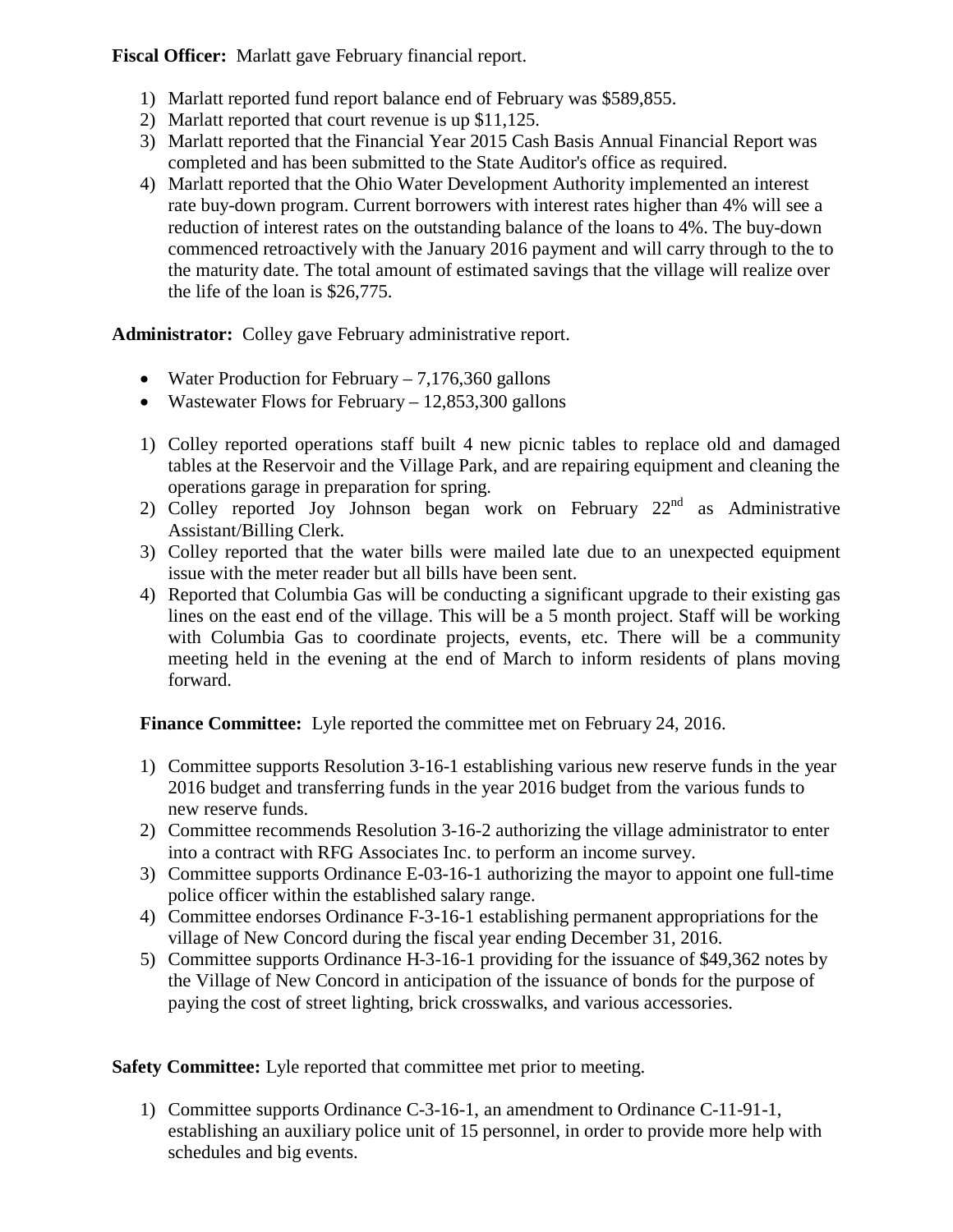**Fiscal Officer:** Marlatt gave February financial report.

1) Marlatt reported fund report balance end of February was $589,855.
2) Marlatt reported that court revenue is up $11,125.
3) Marlatt reported that the Financial Year 2015 Cash Basis Annual Financial Report was completed and has been submitted to the State Auditor's office as required.
4) Marlatt reported that the Ohio Water Development Authority implemented an interest rate buy-down program. Current borrowers with interest rates higher than 4% will see a reduction of interest rates on the outstanding balance of the loans to 4%. The buy-down commenced retroactively with the January 2016 payment and will carry through to the to the maturity date. The total amount of estimated savings that the village will realize over the life of the loan is $26,775.

**Administrator:** Colley gave February administrative report.

- Water Production for February – 7,176,360 gallons
- Wastewater Flows for February – 12,853,300 gallons

1) Colley reported operations staff built 4 new picnic tables to replace old and damaged tables at the Reservoir and the Village Park, and are repairing equipment and cleaning the operations garage in preparation for spring.
2) Colley reported Joy Johnson began work on February 22nd as Administrative Assistant/Billing Clerk.
3) Colley reported that the water bills were mailed late due to an unexpected equipment issue with the meter reader but all bills have been sent.
4) Reported that Columbia Gas will be conducting a significant upgrade to their existing gas lines on the east end of the village. This will be a 5 month project. Staff will be working with Columbia Gas to coordinate projects, events, etc. There will be a community meeting held in the evening at the end of March to inform residents of plans moving forward.

**Finance Committee:** Lyle reported the committee met on February 24, 2016.

1) Committee supports Resolution 3-16-1 establishing various new reserve funds in the year 2016 budget and transferring funds in the year 2016 budget from the various funds to new reserve funds.
2) Committee recommends Resolution 3-16-2 authorizing the village administrator to enter into a contract with RFG Associates Inc. to perform an income survey.
3) Committee supports Ordinance E-03-16-1 authorizing the mayor to appoint one full-time police officer within the established salary range.
4) Committee endorses Ordinance F-3-16-1 establishing permanent appropriations for the village of New Concord during the fiscal year ending December 31, 2016.
5) Committee supports Ordinance H-3-16-1 providing for the issuance of $49,362 notes by the Village of New Concord in anticipation of the issuance of bonds for the purpose of paying the cost of street lighting, brick crosswalks, and various accessories.

**Safety Committee:** Lyle reported that committee met prior to meeting.

1) Committee supports Ordinance C-3-16-1, an amendment to Ordinance C-11-91-1, establishing an auxiliary police unit of 15 personnel, in order to provide more help with schedules and big events.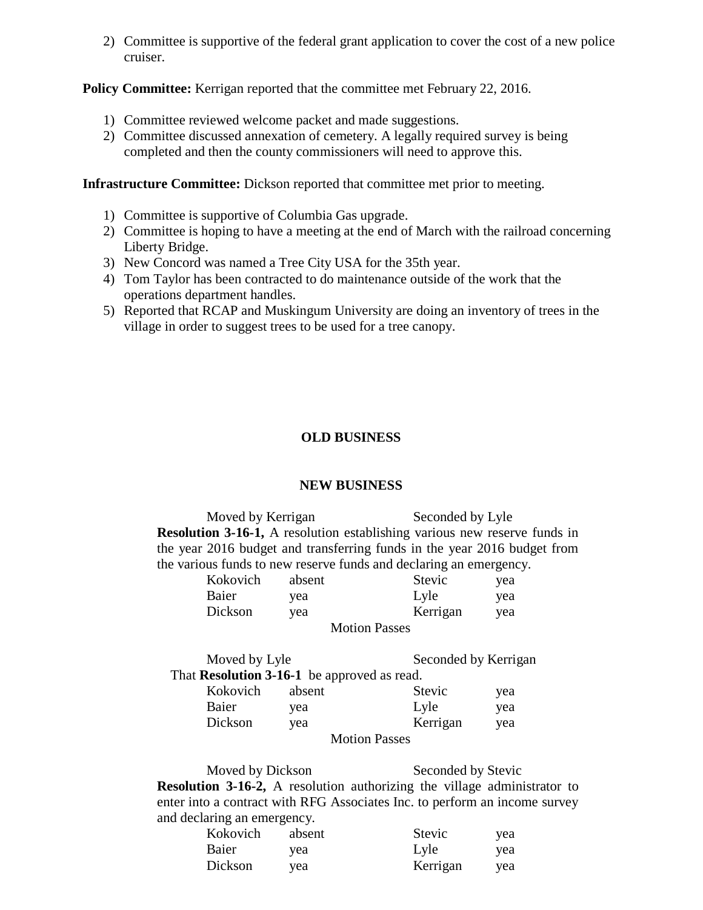2) Committee is supportive of the federal grant application to cover the cost of a new police cruiser.

**Policy Committee:** Kerrigan reported that the committee met February 22, 2016.

1) Committee reviewed welcome packet and made suggestions.
2) Committee discussed annexation of cemetery. A legally required survey is being completed and then the county commissioners will need to approve this.

**Infrastructure Committee:** Dickson reported that committee met prior to meeting.

1) Committee is supportive of Columbia Gas upgrade.
2) Committee is hoping to have a meeting at the end of March with the railroad concerning Liberty Bridge.
3) New Concord was named a Tree City USA for the 35th year.
4) Tom Taylor has been contracted to do maintenance outside of the work that the operations department handles.
5) Reported that RCAP and Muskingum University are doing an inventory of trees in the village in order to suggest trees to be used for a tree canopy.

**OLD BUSINESS**

**NEW BUSINESS**

Moved by Kerrigan Seconded by Lyle

**Resolution 3-16-1,** A resolution establishing various new reserve funds in the year 2016 budget and transferring funds in the year 2016 budget from the various funds to new reserve funds and declaring an emergency.

| | | | |
|---|---|---|---|
| Kokovich | absent | Stevic | yea |
| Baier | yea | Lyle | yea |
| Dickson | yea | Kerrigan | yea |

Motion Passes

Moved by Lyle Seconded by Kerrigan

That **Resolution 3-16-1** be approved as read.

| | | | |
|---|---|---|---|
| Kokovich | absent | Stevic | yea |
| Baier | yea | Lyle | yea |
| Dickson | yea | Kerrigan | yea |

Motion Passes

Moved by Dickson Seconded by Stevic

**Resolution 3-16-2,** A resolution authorizing the village administrator to enter into a contract with RFG Associates Inc. to perform an income survey and declaring an emergency.

| | | | |
|---|---|---|---|
| Kokovich | absent | Stevic | yea |
| Baier | yea | Lyle | yea |
| Dickson | yea | Kerrigan | yea |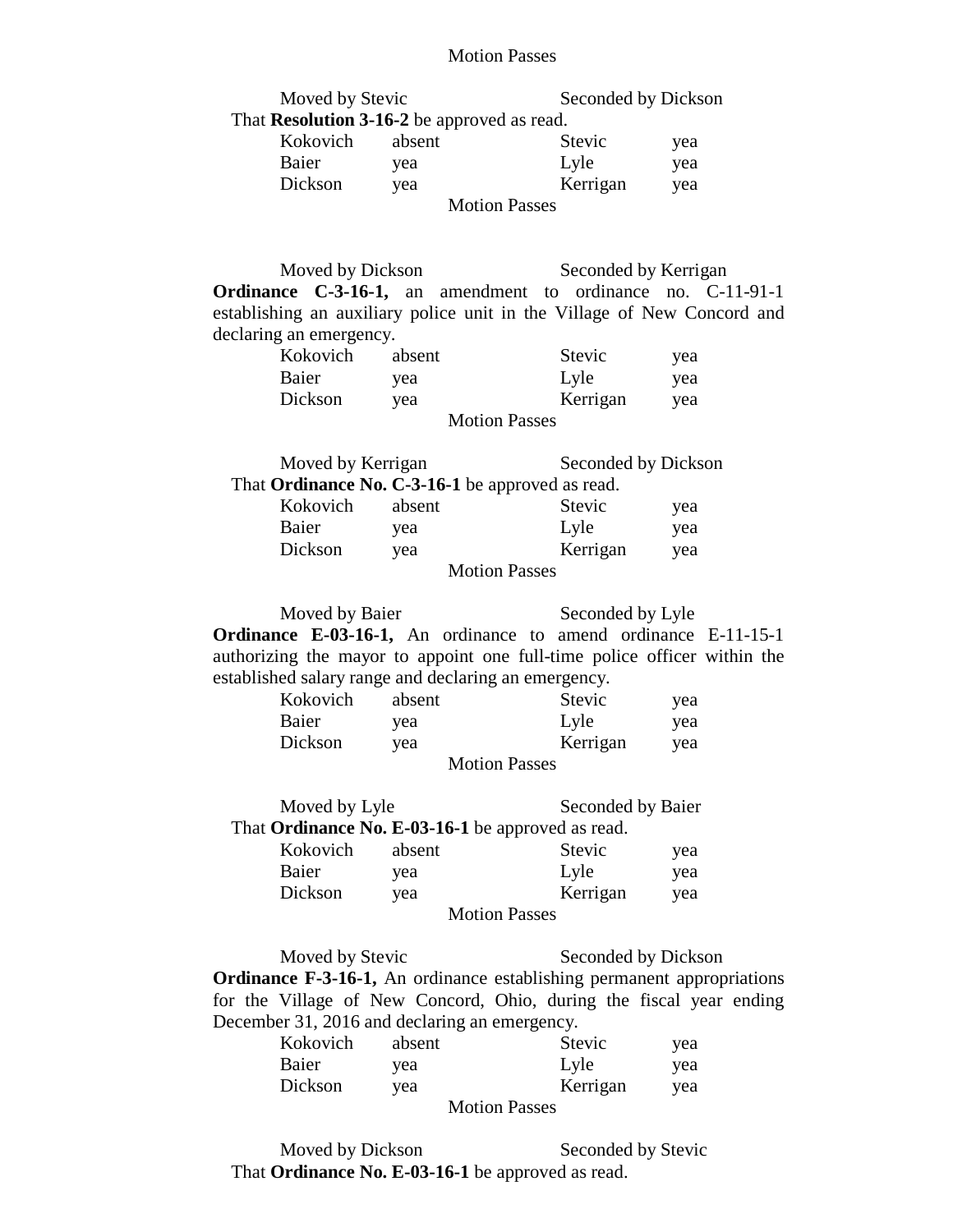Motion Passes

Moved by Stevic Seconded by Dickson

That **Resolution 3-16-2** be approved as read.

| | | | |
|---|---|---|---|
| Kokovich | absent | Stevic | yea |
| Baier | yea | Lyle | yea |
| Dickson | yea | Kerrigan | yea |

Motion Passes

Moved by Dickson Seconded by Kerrigan

**Ordinance C-3-16-1,** an amendment to ordinance no. C-11-91-1 establishing an auxiliary police unit in the Village of New Concord and declaring an emergency.

| | | | |
|---|---|---|---|
| Kokovich | absent | Stevic | yea |
| Baier | yea | Lyle | yea |
| Dickson | yea | Kerrigan | yea |

Motion Passes

Moved by Kerrigan Seconded by Dickson

That **Ordinance No. C-3-16-1** be approved as read.

| | | | |
|---|---|---|---|
| Kokovich | absent | Stevic | yea |
| Baier | yea | Lyle | yea |
| Dickson | yea | Kerrigan | yea |

Motion Passes

Moved by Baier Seconded by Lyle

**Ordinance E-03-16-1,** An ordinance to amend ordinance E-11-15-1 authorizing the mayor to appoint one full-time police officer within the established salary range and declaring an emergency.

| | | | |
|---|---|---|---|
| Kokovich | absent | Stevic | yea |
| Baier | yea | Lyle | yea |
| Dickson | yea | Kerrigan | yea |

Motion Passes

Moved by Lyle Seconded by Baier

That **Ordinance No. E-03-16-1** be approved as read.

| | | | |
|---|---|---|---|
| Kokovich | absent | Stevic | yea |
| Baier | yea | Lyle | yea |
| Dickson | yea | Kerrigan | yea |

Motion Passes

Moved by Stevic Seconded by Dickson

**Ordinance F-3-16-1,** An ordinance establishing permanent appropriations for the Village of New Concord, Ohio, during the fiscal year ending December 31, 2016 and declaring an emergency.

| | | | |
|---|---|---|---|
| Kokovich | absent | Stevic | yea |
| Baier | yea | Lyle | yea |
| Dickson | yea | Kerrigan | yea |

Motion Passes

Moved by Dickson Seconded by Stevic

That **Ordinance No. E-03-16-1** be approved as read.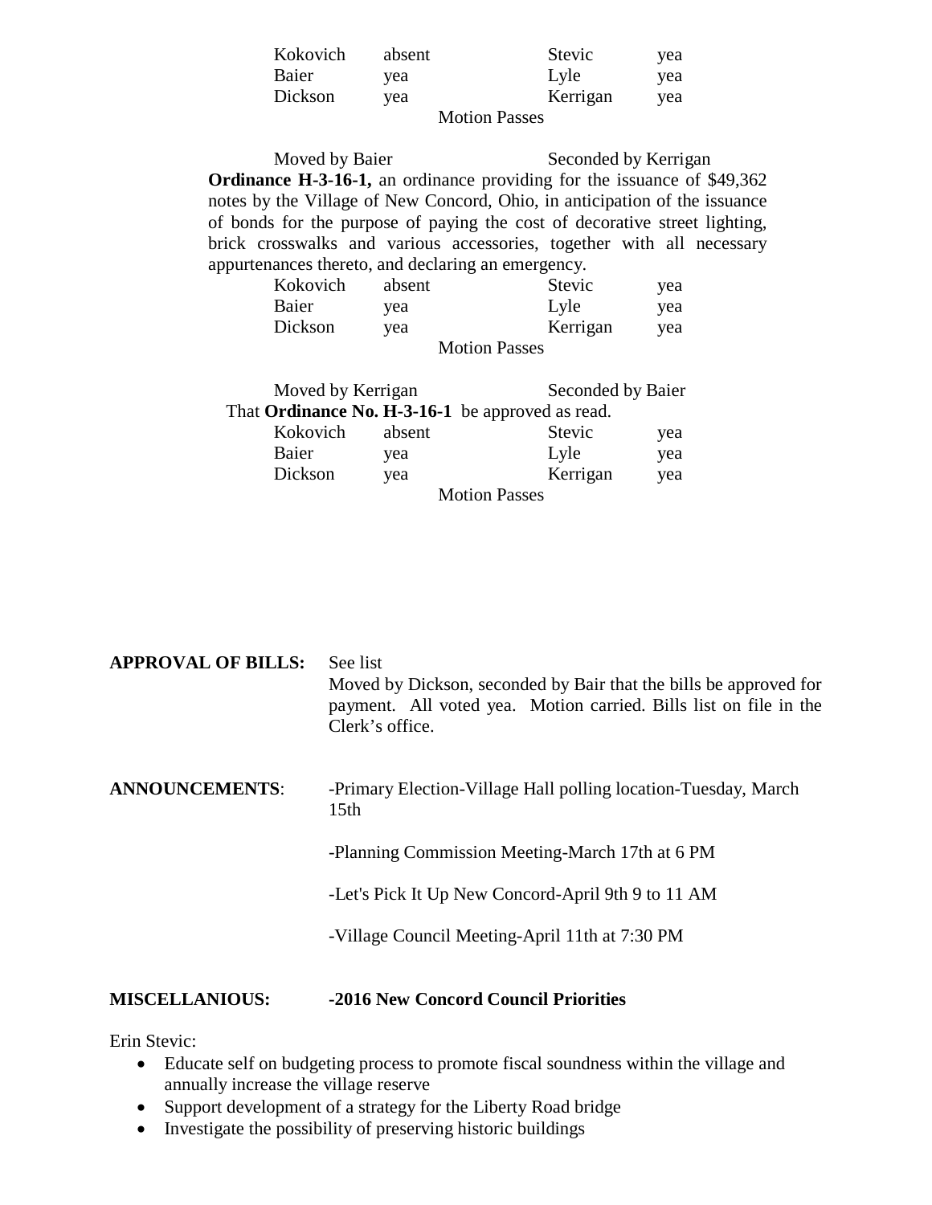| | | | |
|---|---|---|---|
| Kokovich | absent | Stevic | yea |
| Baier | yea | Lyle | yea |
| Dickson | yea | Kerrigan | yea |

Motion Passes

Moved by Baier Seconded by Kerrigan

**Ordinance H-3-16-1,** an ordinance providing for the issuance of $49,362 notes by the Village of New Concord, Ohio, in anticipation of the issuance of bonds for the purpose of paying the cost of decorative street lighting, brick crosswalks and various accessories, together with all necessary appurtenances thereto, and declaring an emergency.

| | | | |
|---|---|---|---|
| Kokovich | absent | Stevic | yea |
| Baier | yea | Lyle | yea |
| Dickson | yea | Kerrigan | yea |

Motion Passes

Moved by Kerrigan Seconded by Baier

That **Ordinance No. H-3-16-1** be approved as read.

| | | | |
|---|---|---|---|
| Kokovich | absent | Stevic | yea |
| Baier | yea | Lyle | yea |
| Dickson | yea | Kerrigan | yea |

Motion Passes

**APPROVAL OF BILLS:** See list

Moved by Dickson, seconded by Bair that the bills be approved for payment. All voted yea. Motion carried. Bills list on file in the Clerk's office.

**ANNOUNCEMENTS**: -Primary Election-Village Hall polling location-Tuesday, March 15th

-Planning Commission Meeting-March 17th at 6 PM

-Let's Pick It Up New Concord-April 9th 9 to 11 AM

-Village Council Meeting-April 11th at 7:30 PM

**MISCELLANIOUS: -2016 New Concord Council Priorities**

Erin Stevic:

- Educate self on budgeting process to promote fiscal soundness within the village and annually increase the village reserve
- Support development of a strategy for the Liberty Road bridge
- Investigate the possibility of preserving historic buildings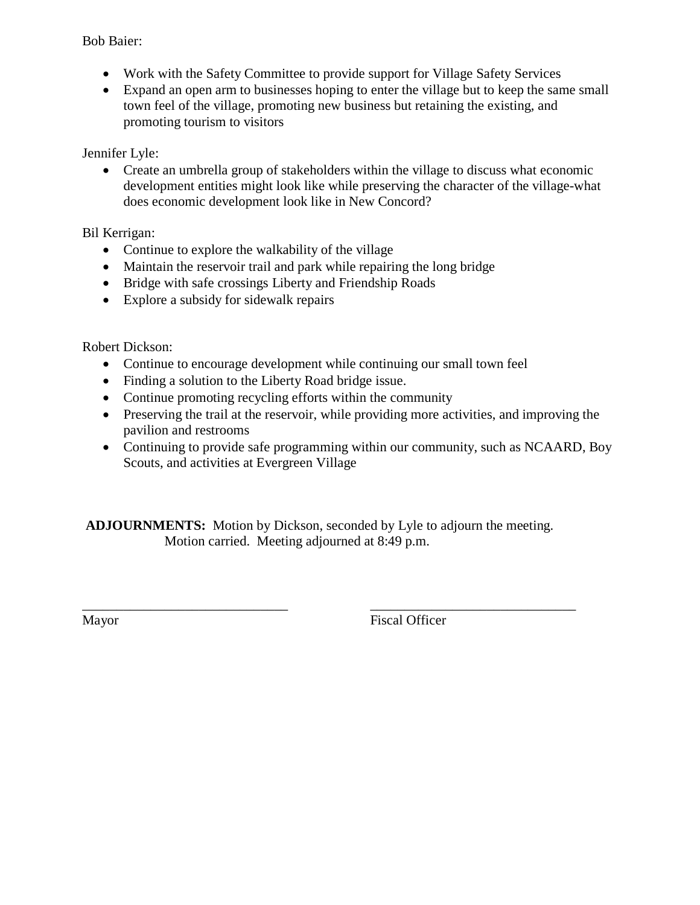Bob Baier:

- Work with the Safety Committee to provide support for Village Safety Services
- Expand an open arm to businesses hoping to enter the village but to keep the same small town feel of the village, promoting new business but retaining the existing, and promoting tourism to visitors

Jennifer Lyle:

- Create an umbrella group of stakeholders within the village to discuss what economic development entities might look like while preserving the character of the village-what does economic development look like in New Concord?

Bil Kerrigan:

- Continue to explore the walkability of the village
- Maintain the reservoir trail and park while repairing the long bridge
- Bridge with safe crossings Liberty and Friendship Roads
- Explore a subsidy for sidewalk repairs

Robert Dickson:

- Continue to encourage development while continuing our small town feel
- Finding a solution to the Liberty Road bridge issue.
- Continue promoting recycling efforts within the community
- Preserving the trail at the reservoir, while providing more activities, and improving the pavilion and restrooms
- Continuing to provide safe programming within our community, such as NCAARD, Boy Scouts, and activities at Evergreen Village

**ADJOURNMENTS:** Motion by Dickson, seconded by Lyle to adjourn the meeting. Motion carried. Meeting adjourned at 8:49 p.m.

______________________________ ______________________________

Mayor Fiscal Officer